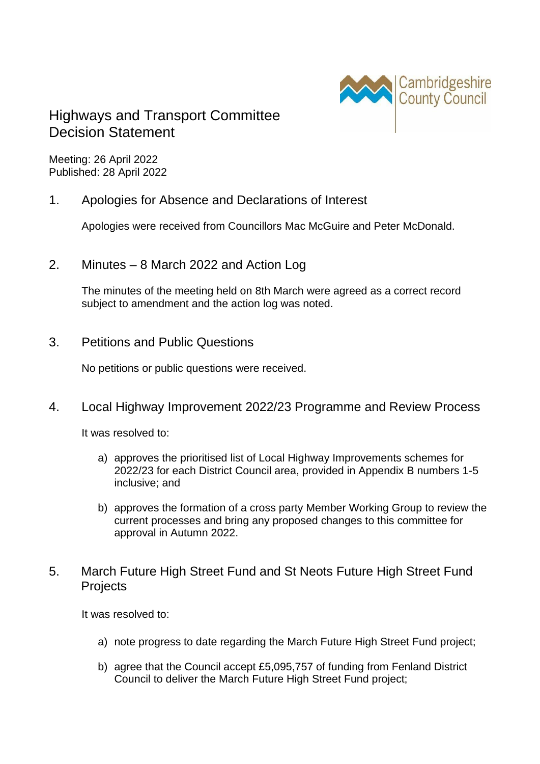Cambridgeshire County Council

# Highways and Transport Committee Decision Statement

Meeting: 26 April 2022
Published: 28 April 2022

## 1. Apologies for Absence and Declarations of Interest

Apologies were received from Councillors Mac McGuire and Peter McDonald.

## 2. Minutes – 8 March 2022 and Action Log

The minutes of the meeting held on 8th March were agreed as a correct record subject to amendment and the action log was noted.

## 3. Petitions and Public Questions

No petitions or public questions were received.

## 4. Local Highway Improvement 2022/23 Programme and Review Process

It was resolved to:

a) approves the prioritised list of Local Highway Improvements schemes for 2022/23 for each District Council area, provided in Appendix B numbers 1-5 inclusive; and

b) approves the formation of a cross party Member Working Group to review the current processes and bring any proposed changes to this committee for approval in Autumn 2022.

## 5. March Future High Street Fund and St Neots Future High Street Fund Projects

It was resolved to:

a) note progress to date regarding the March Future High Street Fund project;

b) agree that the Council accept £5,095,757 of funding from Fenland District Council to deliver the March Future High Street Fund project;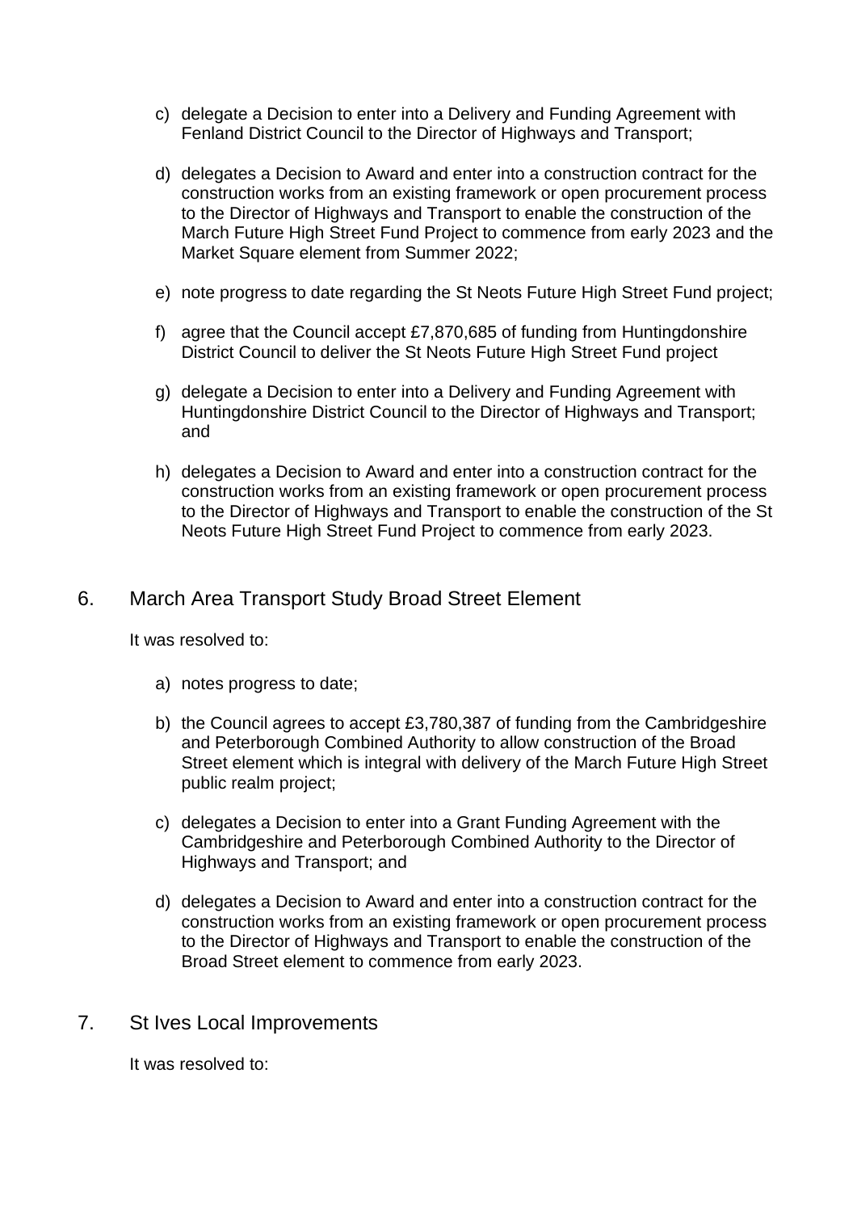c) delegate a Decision to enter into a Delivery and Funding Agreement with Fenland District Council to the Director of Highways and Transport;

d) delegates a Decision to Award and enter into a construction contract for the construction works from an existing framework or open procurement process to the Director of Highways and Transport to enable the construction of the March Future High Street Fund Project to commence from early 2023 and the Market Square element from Summer 2022;

e) note progress to date regarding the St Neots Future High Street Fund project;

f) agree that the Council accept £7,870,685 of funding from Huntingdonshire District Council to deliver the St Neots Future High Street Fund project

g) delegate a Decision to enter into a Delivery and Funding Agreement with Huntingdonshire District Council to the Director of Highways and Transport; and

h) delegates a Decision to Award and enter into a construction contract for the construction works from an existing framework or open procurement process to the Director of Highways and Transport to enable the construction of the St Neots Future High Street Fund Project to commence from early 2023.

## 6. March Area Transport Study Broad Street Element

It was resolved to:

a) notes progress to date;

b) the Council agrees to accept £3,780,387 of funding from the Cambridgeshire and Peterborough Combined Authority to allow construction of the Broad Street element which is integral with delivery of the March Future High Street public realm project;

c) delegates a Decision to enter into a Grant Funding Agreement with the Cambridgeshire and Peterborough Combined Authority to the Director of Highways and Transport; and

d) delegates a Decision to Award and enter into a construction contract for the construction works from an existing framework or open procurement process to the Director of Highways and Transport to enable the construction of the Broad Street element to commence from early 2023.

## 7. St Ives Local Improvements

It was resolved to: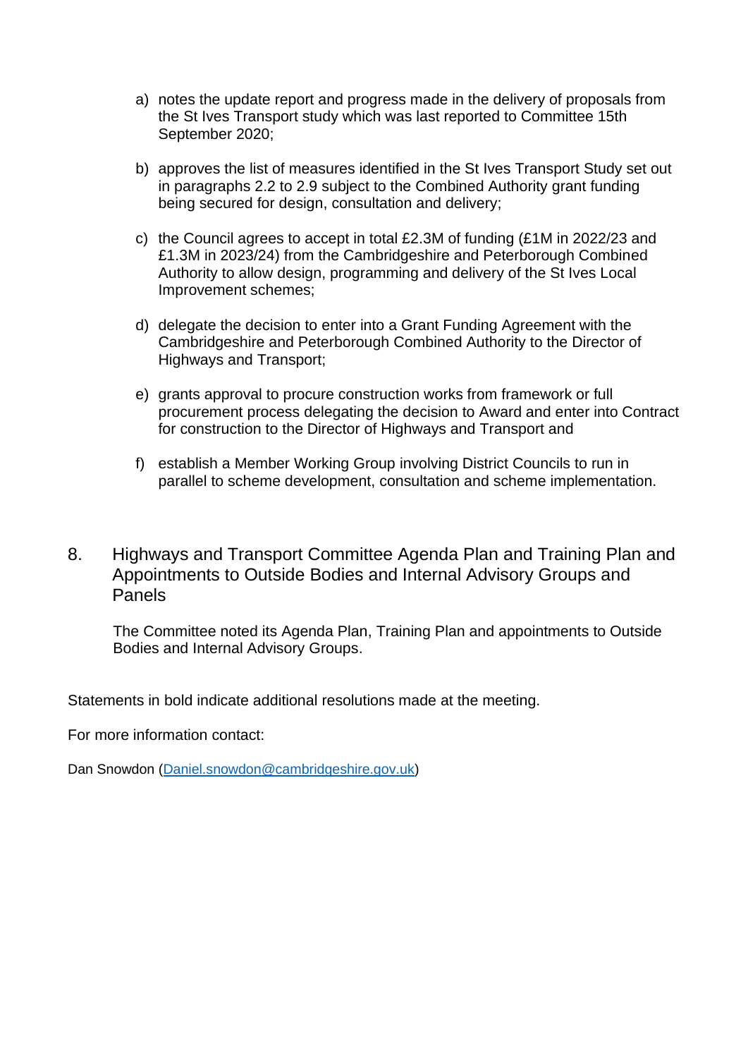a) notes the update report and progress made in the delivery of proposals from the St Ives Transport study which was last reported to Committee 15th September 2020;

b) approves the list of measures identified in the St Ives Transport Study set out in paragraphs 2.2 to 2.9 subject to the Combined Authority grant funding being secured for design, consultation and delivery;

c) the Council agrees to accept in total £2.3M of funding (£1M in 2022/23 and £1.3M in 2023/24) from the Cambridgeshire and Peterborough Combined Authority to allow design, programming and delivery of the St Ives Local Improvement schemes;

d) delegate the decision to enter into a Grant Funding Agreement with the Cambridgeshire and Peterborough Combined Authority to the Director of Highways and Transport;

e) grants approval to procure construction works from framework or full procurement process delegating the decision to Award and enter into Contract for construction to the Director of Highways and Transport and

f) establish a Member Working Group involving District Councils to run in parallel to scheme development, consultation and scheme implementation.

## 8. Highways and Transport Committee Agenda Plan and Training Plan and Appointments to Outside Bodies and Internal Advisory Groups and Panels

The Committee noted its Agenda Plan, Training Plan and appointments to Outside Bodies and Internal Advisory Groups.

Statements in bold indicate additional resolutions made at the meeting.

For more information contact:

Dan Snowdon (Daniel.snowdon@cambridgeshire.gov.uk)